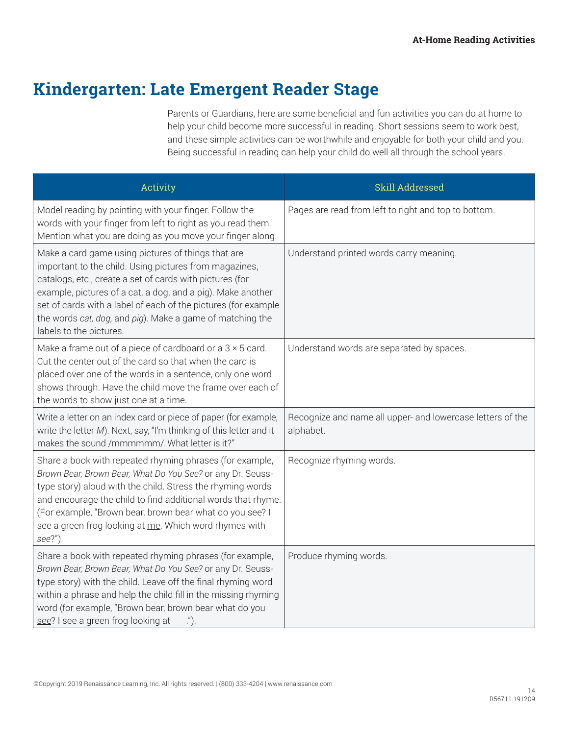# Kindergarten: Late Emergent Reader Stage

Parents or Guardians, here are some beneficial and fun activities you can do at home to help your child become more successful in reading. Short sessions seem to work best, and these simple activities can be worthwhile and enjoyable for both your child and you. Being successful in reading can help your child do well all through the school years.

| Activity | Skill Addressed |
| --- | --- |
| Model reading by pointing with your finger. Follow the words with your finger from left to right as you read them. Mention what you are doing as you move your finger along. | Pages are read from left to right and top to bottom. |
| Make a card game using pictures of things that are important to the child. Using pictures from magazines, catalogs, etc., create a set of cards with pictures (for example, pictures of a cat, a dog, and a pig). Make another set of cards with a label of each of the pictures (for example the words *cat, dog,* and *pig*). Make a game of matching the labels to the pictures. | Understand printed words carry meaning. |
| Make a frame out of a piece of cardboard or a 3 × 5 card. Cut the center out of the card so that when the card is placed over one of the words in a sentence, only one word shows through. Have the child move the frame over each of the words to show just one at a time. | Understand words are separated by spaces. |
| Write a letter on an index card or piece of paper (for example, write the letter *M*). Next, say, "I'm thinking of this letter and it makes the sound /mmmmmm/. What letter is it?" | Recognize and name all upper- and lowercase letters of the alphabet. |
| Share a book with repeated rhyming phrases (for example, *Brown Bear, Brown Bear, What Do You See?* or any Dr. Seuss-type story) aloud with the child. Stress the rhyming words and encourage the child to find additional words that rhyme. (For example, "Brown bear, brown bear what do you see? I see a green frog looking at <u>me</u>. Which word rhymes with *see*?"). | Recognize rhyming words. |
| Share a book with repeated rhyming phrases (for example, *Brown Bear, Brown Bear, What Do You See?* or any Dr. Seuss-type story) with the child. Leave off the final rhyming word within a phrase and help the child fill in the missing rhyming word (for example, "Brown bear, brown bear what do you <u>see</u>? I see a green frog looking at ___."). | Produce rhyming words. |

©Copyright 2019 Renaissance Learning, Inc. All rights reserved. | (800) 333-4204 | www.renaissance.com

R56711.191209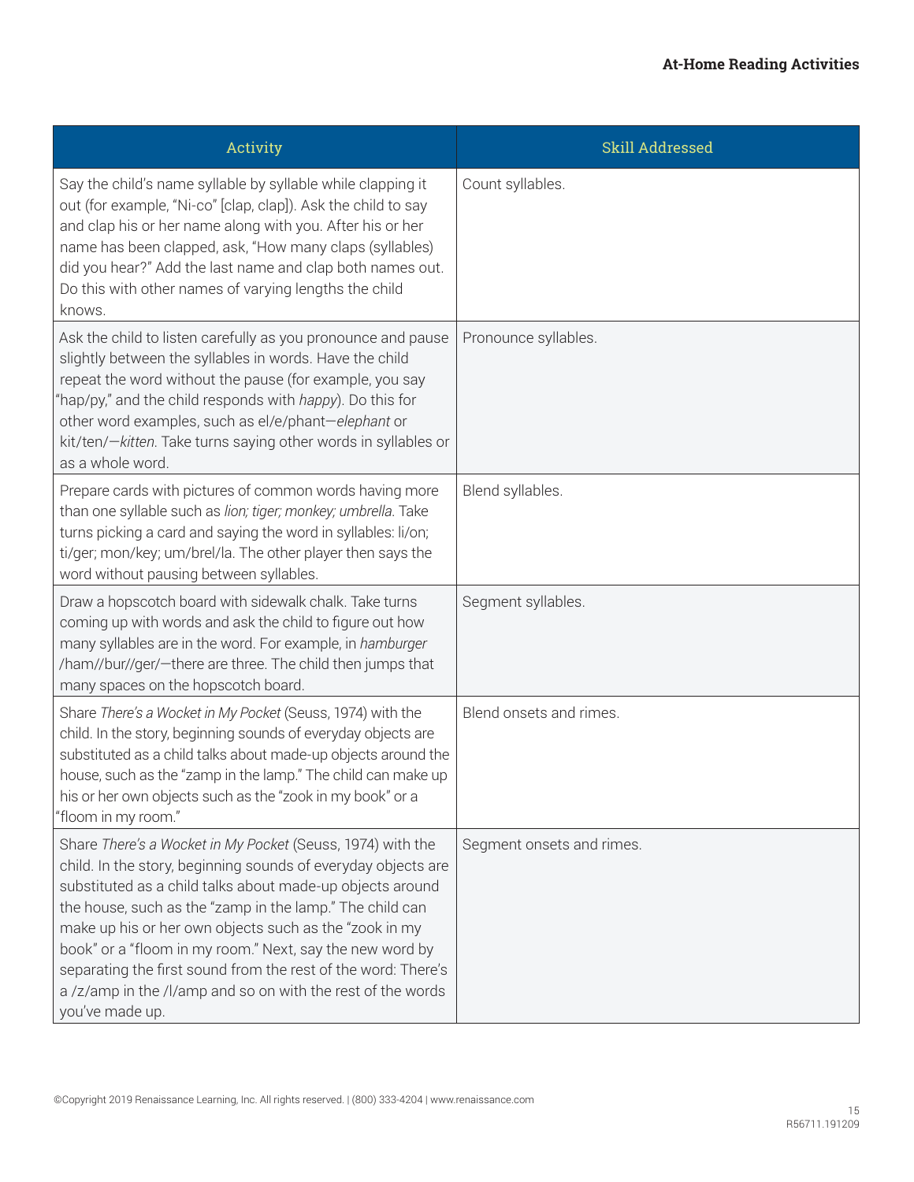| Activity | Skill Addressed |
| --- | --- |
| Say the child's name syllable by syllable while clapping it out (for example, "Ni-co" [clap, clap]). Ask the child to say and clap his or her name along with you. After his or her name has been clapped, ask, "How many claps (syllables) did you hear?" Add the last name and clap both names out. Do this with other names of varying lengths the child knows. | Count syllables. |
| Ask the child to listen carefully as you pronounce and pause slightly between the syllables in words. Have the child repeat the word without the pause (for example, you say "hap/py," and the child responds with *happy*). Do this for other word examples, such as el/e/phant—*elephant* or kit/ten/—*kitten*. Take turns saying other words in syllables or as a whole word. | Pronounce syllables. |
| Prepare cards with pictures of common words having more than one syllable such as *lion; tiger; monkey; umbrella*. Take turns picking a card and saying the word in syllables: li/on; ti/ger; mon/key; um/brel/la. The other player then says the word without pausing between syllables. | Blend syllables. |
| Draw a hopscotch board with sidewalk chalk. Take turns coming up with words and ask the child to figure out how many syllables are in the word. For example, in *hamburger* /ham//bur//ger/—there are three. The child then jumps that many spaces on the hopscotch board. | Segment syllables. |
| Share *There's a Wocket in My Pocket* (Seuss, 1974) with the child. In the story, beginning sounds of everyday objects are substituted as a child talks about made-up objects around the house, such as the "zamp in the lamp." The child can make up his or her own objects such as the "zook in my book" or a "floom in my room." | Blend onsets and rimes. |
| Share *There's a Wocket in My Pocket* (Seuss, 1974) with the child. In the story, beginning sounds of everyday objects are substituted as a child talks about made-up objects around the house, such as the "zamp in the lamp." The child can make up his or her own objects such as the "zook in my book" or a "floom in my room." Next, say the new word by separating the first sound from the rest of the word: There's a /z/amp in the /l/amp and so on with the rest of the words you've made up. | Segment onsets and rimes. |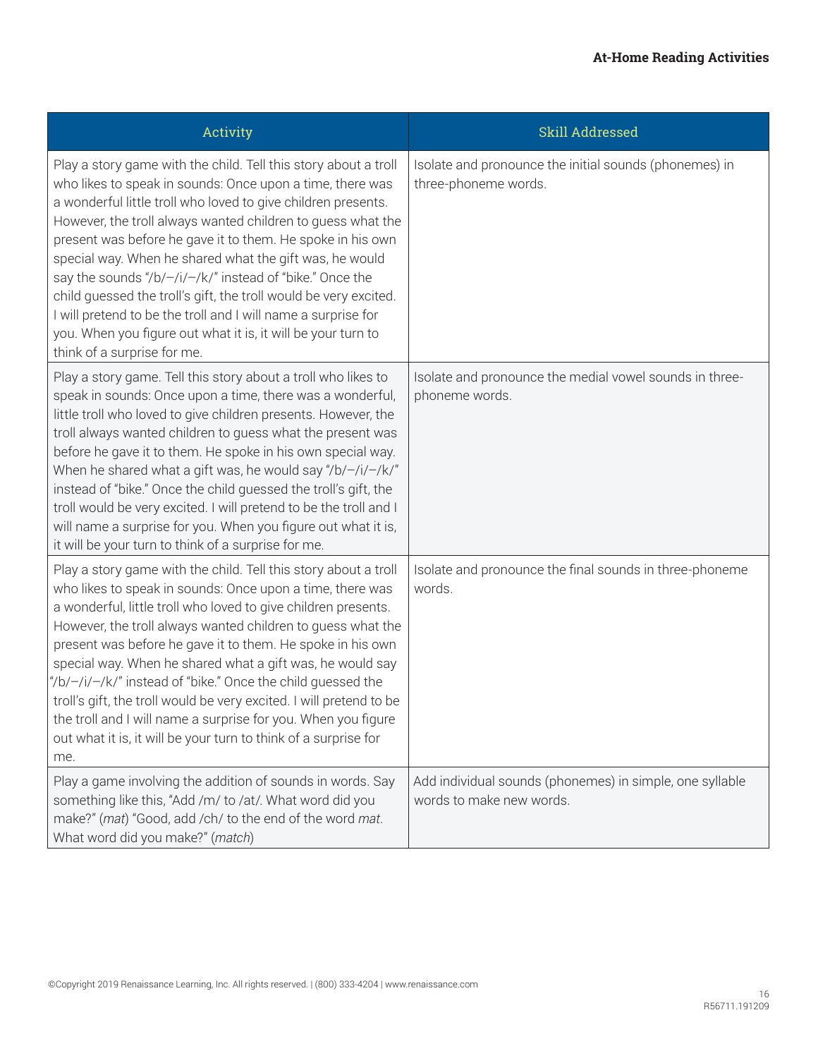| Activity | Skill Addressed |
| --- | --- |
| Play a story game with the child. Tell this story about a troll who likes to speak in sounds: Once upon a time, there was a wonderful little troll who loved to give children presents. However, the troll always wanted children to guess what the present was before he gave it to them. He spoke in his own special way. When he shared what the gift was, he would say the sounds "/b/–/i/–/k/" instead of "bike." Once the child guessed the troll's gift, the troll would be very excited. I will pretend to be the troll and I will name a surprise for you. When you figure out what it is, it will be your turn to think of a surprise for me. | Isolate and pronounce the initial sounds (phonemes) in three-phoneme words. |
| Play a story game. Tell this story about a troll who likes to speak in sounds: Once upon a time, there was a wonderful, little troll who loved to give children presents. However, the troll always wanted children to guess what the present was before he gave it to them. He spoke in his own special way. When he shared what a gift was, he would say "/b/–/i/–/k/" instead of "bike." Once the child guessed the troll's gift, the troll would be very excited. I will pretend to be the troll and I will name a surprise for you. When you figure out what it is, it will be your turn to think of a surprise for me. | Isolate and pronounce the medial vowel sounds in three-phoneme words. |
| Play a story game with the child. Tell this story about a troll who likes to speak in sounds: Once upon a time, there was a wonderful, little troll who loved to give children presents. However, the troll always wanted children to guess what the present was before he gave it to them. He spoke in his own special way. When he shared what a gift was, he would say "/b/–/i/–/k/" instead of "bike." Once the child guessed the troll's gift, the troll would be very excited. I will pretend to be the troll and I will name a surprise for you. When you figure out what it is, it will be your turn to think of a surprise for me. | Isolate and pronounce the final sounds in three-phoneme words. |
| Play a game involving the addition of sounds in words. Say something like this, "Add /m/ to /at/. What word did you make?" (*mat*) "Good, add /ch/ to the end of the word *mat*. What word did you make?" (*match*) | Add individual sounds (phonemes) in simple, one syllable words to make new words. |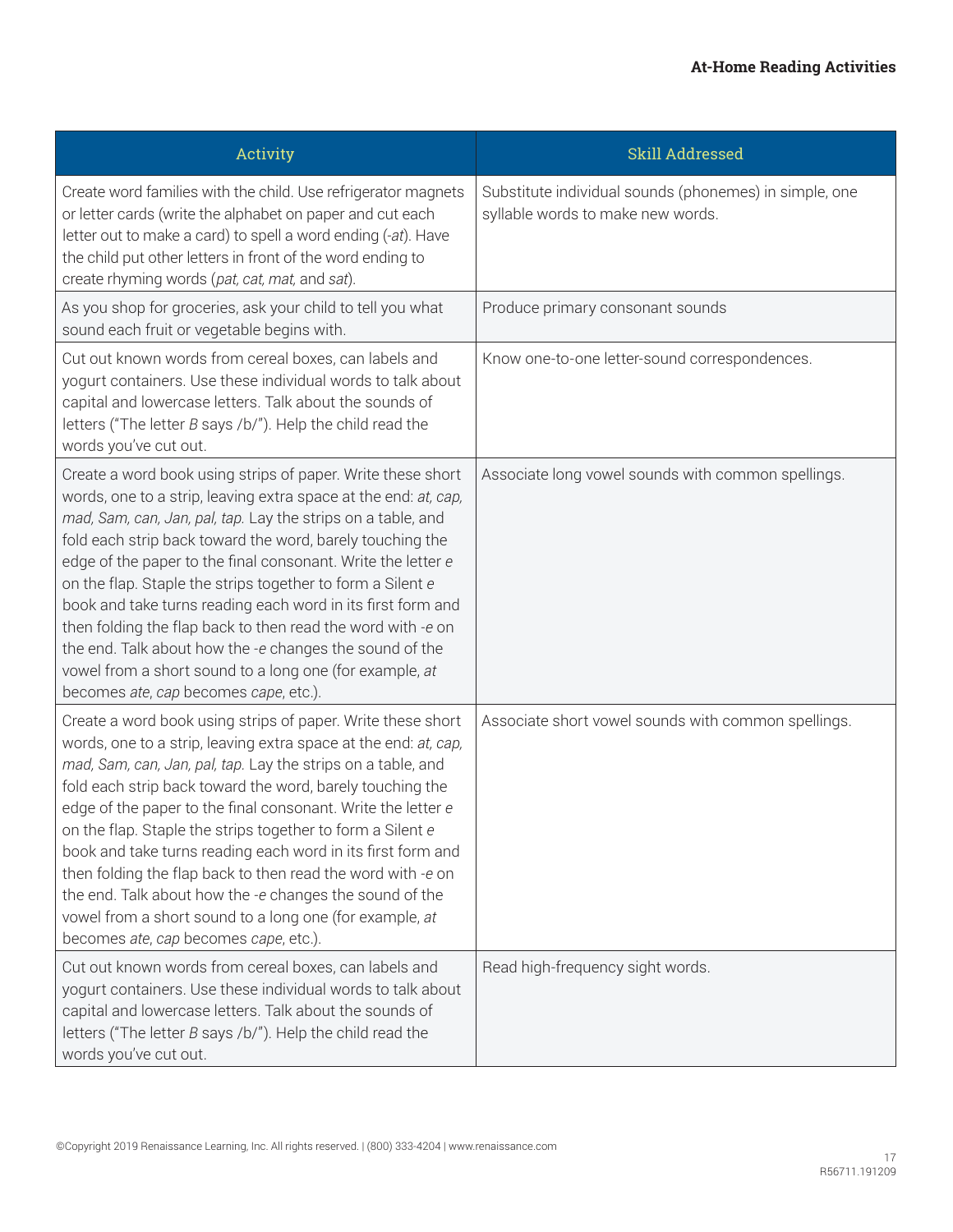| Activity | Skill Addressed |
|---|---|
| Create word families with the child. Use refrigerator magnets or letter cards (write the alphabet on paper and cut each letter out to make a card) to spell a word ending (*-at*). Have the child put other letters in front of the word ending to create rhyming words (*pat, cat, mat,* and *sat*). | Substitute individual sounds (phonemes) in simple, one syllable words to make new words. |
| As you shop for groceries, ask your child to tell you what sound each fruit or vegetable begins with. | Produce primary consonant sounds |
| Cut out known words from cereal boxes, can labels and yogurt containers. Use these individual words to talk about capital and lowercase letters. Talk about the sounds of letters ("The letter *B* says /b/"). Help the child read the words you've cut out. | Know one-to-one letter-sound correspondences. |
| Create a word book using strips of paper. Write these short words, one to a strip, leaving extra space at the end: *at, cap, mad, Sam, can, Jan, pal, tap.* Lay the strips on a table, and fold each strip back toward the word, barely touching the edge of the paper to the final consonant. Write the letter *e* on the flap. Staple the strips together to form a Silent *e* book and take turns reading each word in its first form and then folding the flap back to then read the word with *-e* on the end. Talk about how the *-e* changes the sound of the vowel from a short sound to a long one (for example, *at* becomes *ate*, *cap* becomes *cape*, etc.). | Associate long vowel sounds with common spellings. |
| Create a word book using strips of paper. Write these short words, one to a strip, leaving extra space at the end: *at, cap, mad, Sam, can, Jan, pal, tap.* Lay the strips on a table, and fold each strip back toward the word, barely touching the edge of the paper to the final consonant. Write the letter *e* on the flap. Staple the strips together to form a Silent *e* book and take turns reading each word in its first form and then folding the flap back to then read the word with *-e* on the end. Talk about how the *-e* changes the sound of the vowel from a short sound to a long one (for example, *at* becomes *ate*, *cap* becomes *cape*, etc.). | Associate short vowel sounds with common spellings. |
| Cut out known words from cereal boxes, can labels and yogurt containers. Use these individual words to talk about capital and lowercase letters. Talk about the sounds of letters ("The letter *B* says /b/"). Help the child read the words you've cut out. | Read high-frequency sight words. |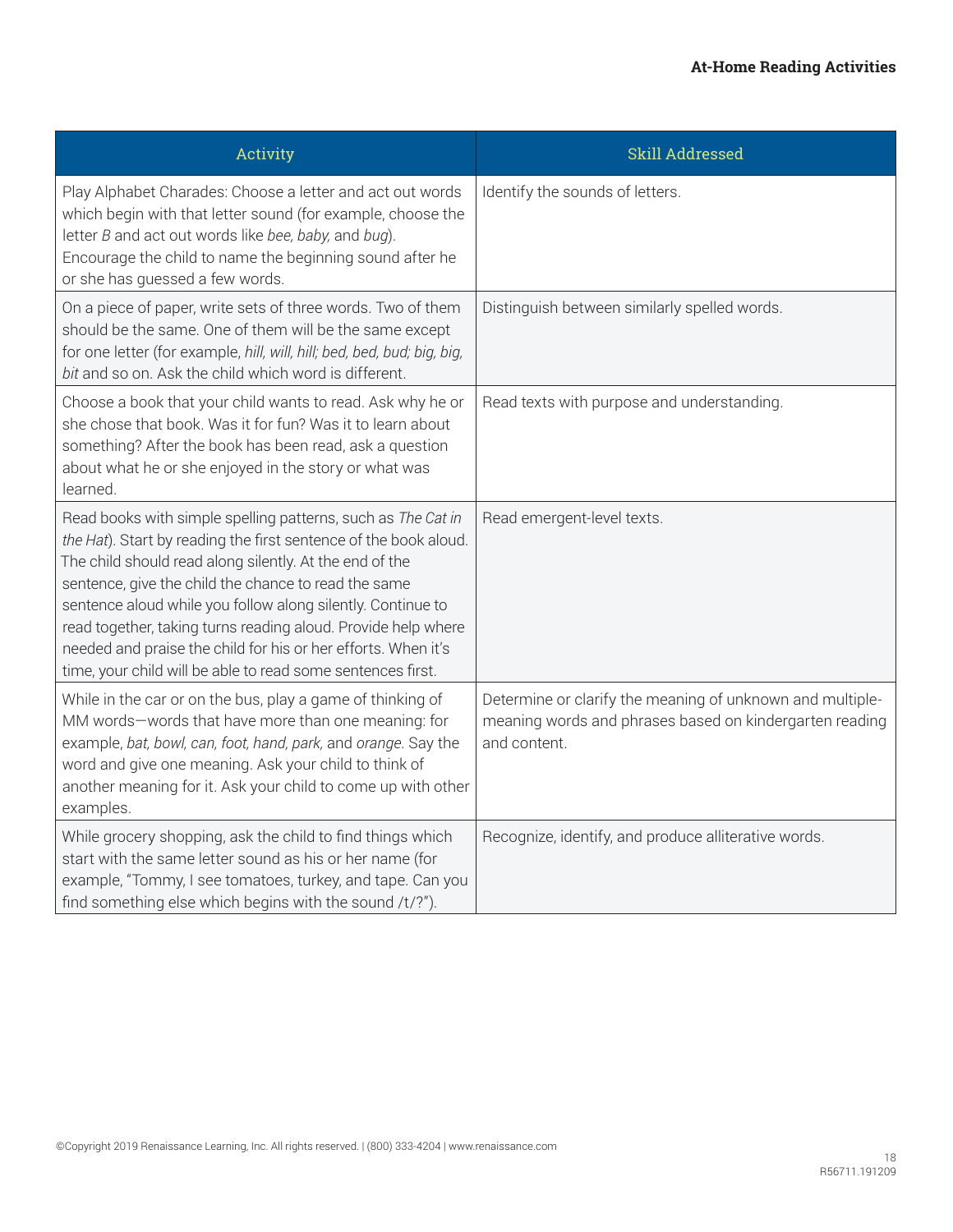| Activity | Skill Addressed |
| --- | --- |
| Play Alphabet Charades: Choose a letter and act out words which begin with that letter sound (for example, choose the letter *B* and act out words like *bee, baby,* and *bug*). Encourage the child to name the beginning sound after he or she has guessed a few words. | Identify the sounds of letters. |
| On a piece of paper, write sets of three words. Two of them should be the same. One of them will be the same except for one letter (for example, *hill, will, hill; bed, bed, bud; big, big, bit* and so on. Ask the child which word is different. | Distinguish between similarly spelled words. |
| Choose a book that your child wants to read. Ask why he or she chose that book. Was it for fun? Was it to learn about something? After the book has been read, ask a question about what he or she enjoyed in the story or what was learned. | Read texts with purpose and understanding. |
| Read books with simple spelling patterns, such as *The Cat in the Hat*). Start by reading the first sentence of the book aloud. The child should read along silently. At the end of the sentence, give the child the chance to read the same sentence aloud while you follow along silently. Continue to read together, taking turns reading aloud. Provide help where needed and praise the child for his or her efforts. When it's time, your child will be able to read some sentences first. | Read emergent-level texts. |
| While in the car or on the bus, play a game of thinking of MM words—words that have more than one meaning: for example, *bat, bowl, can, foot, hand, park,* and *orange*. Say the word and give one meaning. Ask your child to think of another meaning for it. Ask your child to come up with other examples. | Determine or clarify the meaning of unknown and multiple-meaning words and phrases based on kindergarten reading and content. |
| While grocery shopping, ask the child to find things which start with the same letter sound as his or her name (for example, "Tommy, I see tomatoes, turkey, and tape. Can you find something else which begins with the sound /t/?"). | Recognize, identify, and produce alliterative words. |